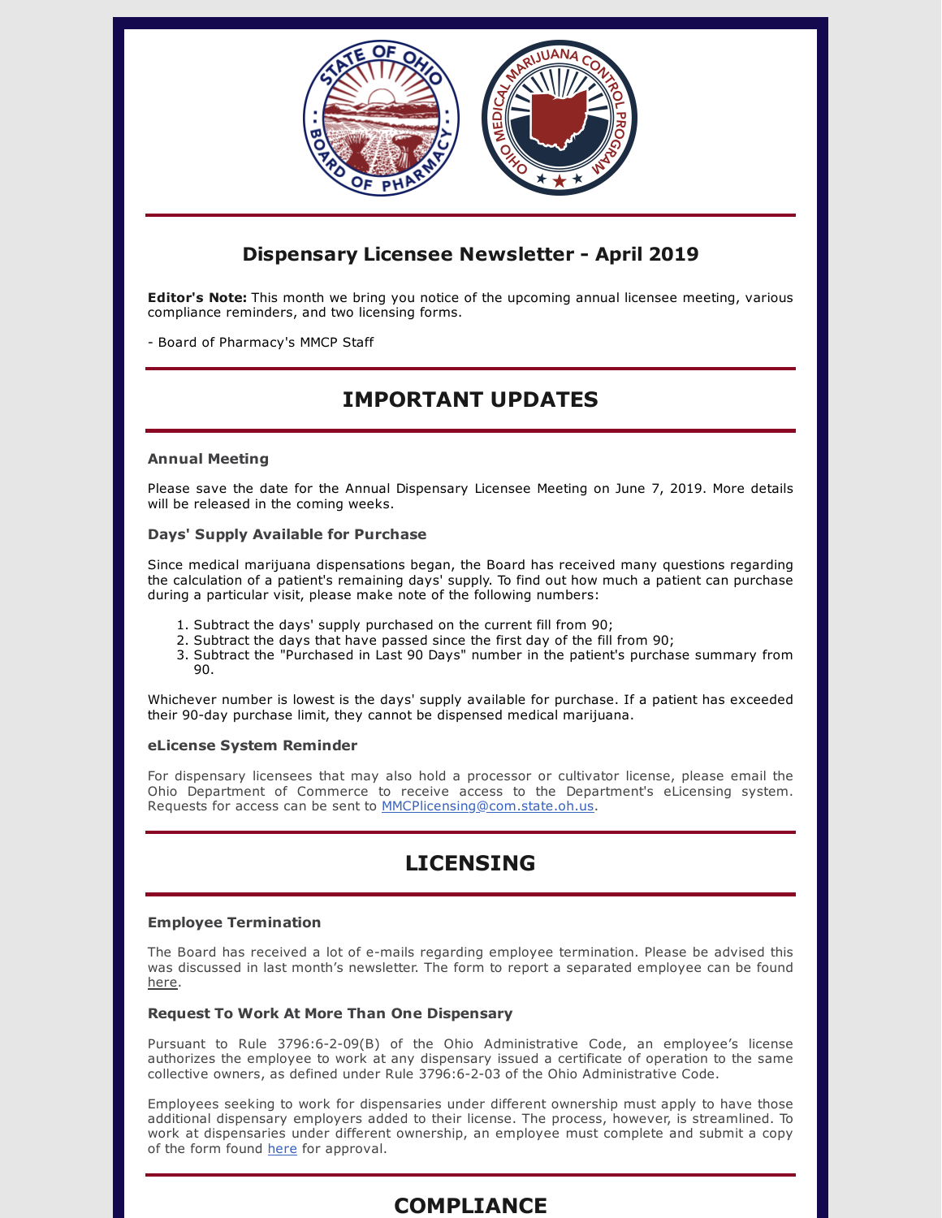## Dispensary Licensee Newsletter - April 2019

**Editor's Note:** This month we bring you notice of the upcoming annual licensee meeting, various compliance reminders, and two licensing forms.

- Board of Pharmacy's MMCP Staff

# IMPORTANT UPDATES

### Annual Meeting

Please save the date for the Annual Dispensary Licensee Meeting on June 7, 2019. More details will be released in the coming weeks.

### Days' Supply Available for Purchase

Since medical marijuana dispensations began, the Board has received many questions regarding the calculation of a patient's remaining days' supply. To find out how much a patient can purchase during a particular visit, please make note of the following numbers:

1. Subtract the days' supply purchased on the current fill from 90;
2. Subtract the days that have passed since the first day of the fill from 90;
3. Subtract the "Purchased in Last 90 Days" number in the patient's purchase summary from 90.

Whichever number is lowest is the days' supply available for purchase. If a patient has exceeded their 90-day purchase limit, they cannot be dispensed medical marijuana.

### eLicense System Reminder

For dispensary licensees that may also hold a processor or cultivator license, please email the Ohio Department of Commerce to receive access to the Department's eLicensing system. Requests for access can be sent to MMCPlicensing@com.state.oh.us.

# LICENSING

### Employee Termination

The Board has received a lot of e-mails regarding employee termination. Please be advised this was discussed in last month's newsletter. The form to report a separated employee can be found here.

### Request To Work At More Than One Dispensary

Pursuant to Rule 3796:6-2-09(B) of the Ohio Administrative Code, an employee's license authorizes the employee to work at any dispensary issued a certificate of operation to the same collective owners, as defined under Rule 3796:6-2-03 of the Ohio Administrative Code.

Employees seeking to work for dispensaries under different ownership must apply to have those additional dispensary employers added to their license. The process, however, is streamlined. To work at dispensaries under different ownership, an employee must complete and submit a copy of the form found here for approval.

# COMPLIANCE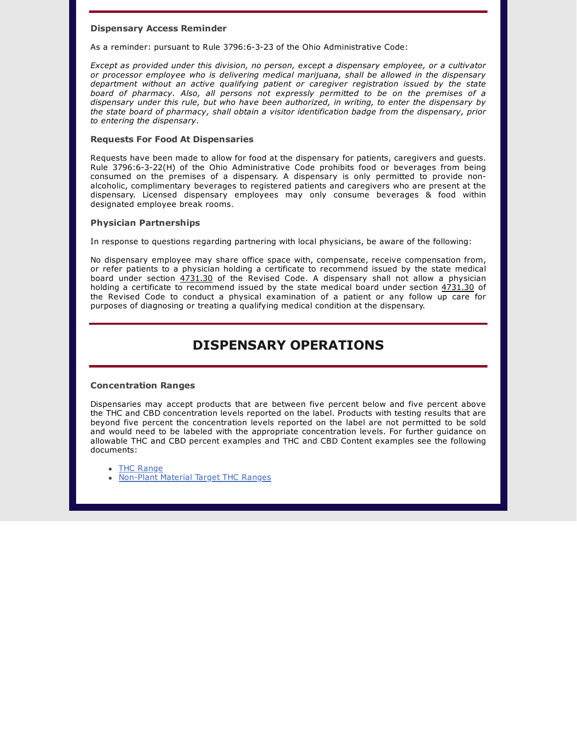### Dispensary Access Reminder

As a reminder: pursuant to Rule 3796:6-3-23 of the Ohio Administrative Code:

*Except as provided under this division, no person, except a dispensary employee, or a cultivator or processor employee who is delivering medical marijuana, shall be allowed in the dispensary department without an active qualifying patient or caregiver registration issued by the state board of pharmacy. Also, all persons not expressly permitted to be on the premises of a dispensary under this rule, but who have been authorized, in writing, to enter the dispensary by the state board of pharmacy, shall obtain a visitor identification badge from the dispensary, prior to entering the dispensary.*

### Requests For Food At Dispensaries

Requests have been made to allow for food at the dispensary for patients, caregivers and guests. Rule 3796:6-3-22(H) of the Ohio Administrative Code prohibits food or beverages from being consumed on the premises of a dispensary. A dispensary is only permitted to provide non-alcoholic, complimentary beverages to registered patients and caregivers who are present at the dispensary. Licensed dispensary employees may only consume beverages & food within designated employee break rooms.

### Physician Partnerships

In response to questions regarding partnering with local physicians, be aware of the following:

No dispensary employee may share office space with, compensate, receive compensation from, or refer patients to a physician holding a certificate to recommend issued by the state medical board under section 4731.30 of the Revised Code. A dispensary shall not allow a physician holding a certificate to recommend issued by the state medical board under section 4731.30 of the Revised Code to conduct a physical examination of a patient or any follow up care for purposes of diagnosing or treating a qualifying medical condition at the dispensary.

## DISPENSARY OPERATIONS

### Concentration Ranges

Dispensaries may accept products that are between five percent below and five percent above the THC and CBD concentration levels reported on the label. Products with testing results that are beyond five percent the concentration levels reported on the label are not permitted to be sold and would need to be labeled with the appropriate concentration levels. For further guidance on allowable THC and CBD percent examples and THC and CBD Content examples see the following documents:

- THC Range
- Non-Plant Material Target THC Ranges